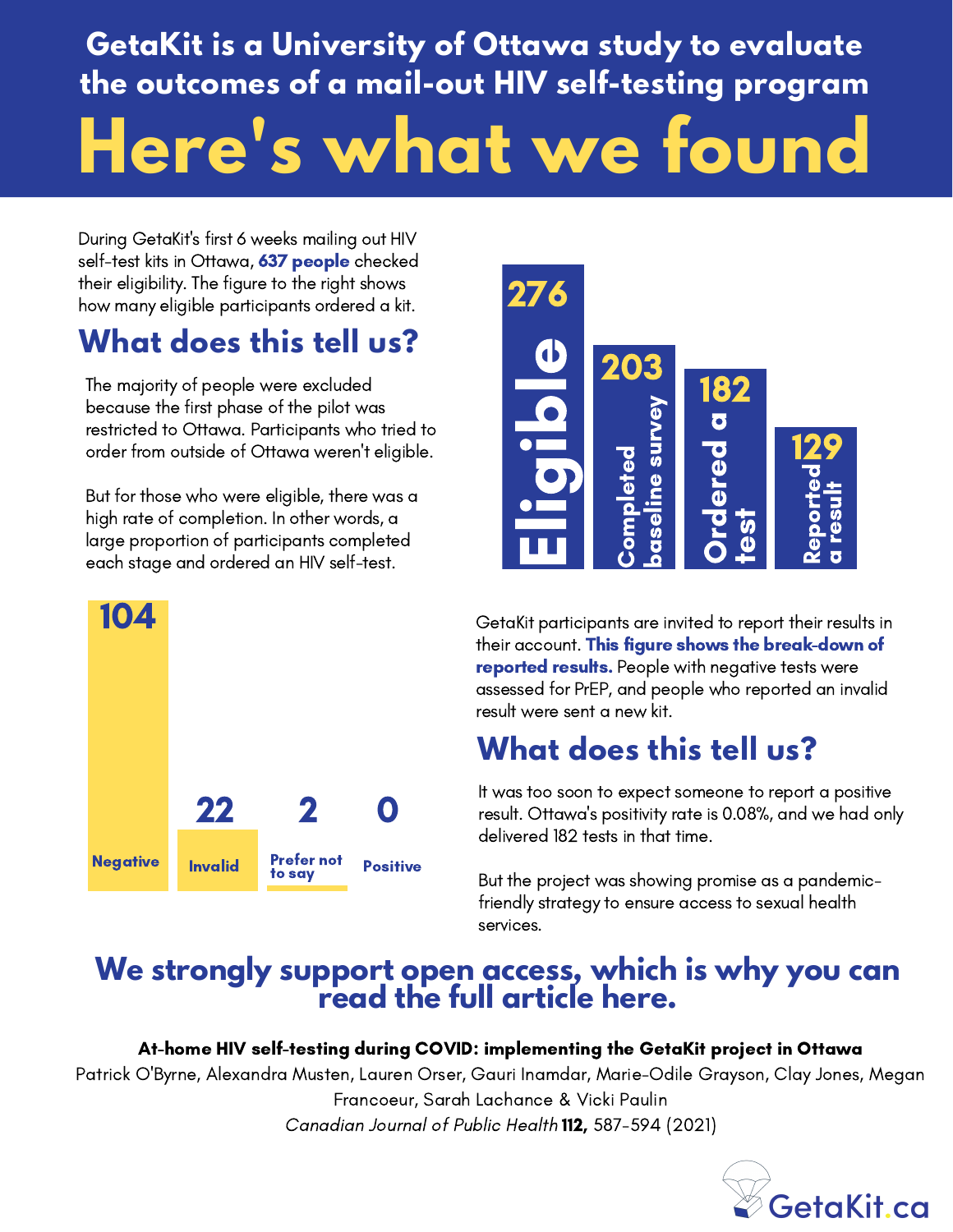# GetaKit is a University of Ottawa study to evaluate the outcomes of a mail-out HIV self-testing program

# Here's what we found

During GetaKit's first 6 weeks mailing out HIV self-test kits in Ottawa, **637 people** checked their eligibility. The figure to the right shows how many eligible participants ordered a kit.

| Stage | Count |
|---|---|
| Eligible | 276 |
| Completed baseline survey | 203 |
| Ordered a test | 182 |
| Reported a result | 129 |

## What does this tell us?

The majority of people were excluded because the first phase of the pilot was restricted to Ottawa. Participants who tried to order from outside of Ottawa weren't eligible.

But for those who were eligible, there was a high rate of completion. In other words, a large proportion of participants completed each stage and ordered an HIV self-test.

| Result | Count |
|---|---|
| Negative | 104 |
| Invalid | 22 |
| Prefer not to say | 2 |
| Positive | 0 |

GetaKit participants are invited to report their results in their account. **This figure shows the break-down of reported results.** People with negative tests were assessed for PrEP, and people who reported an invalid result were sent a new kit.

## What does this tell us?

It was too soon to expect someone to report a positive result. Ottawa's positivity rate is 0.08%, and we had only delivered 182 tests in that time.

But the project was showing promise as a pandemic-friendly strategy to ensure access to sexual health services.

## We strongly support open access, which is why you can read the full article here.

**At-home HIV self-testing during COVID: implementing the GetaKit project in Ottawa**

Patrick O'Byrne, Alexandra Musten, Lauren Orser, Gauri Inamdar, Marie-Odile Grayson, Clay Jones, Megan Francoeur, Sarah Lachance & Vicki Paulin

*Canadian Journal of Public Health* **112,** 587-594 (2021)

GetaKit.ca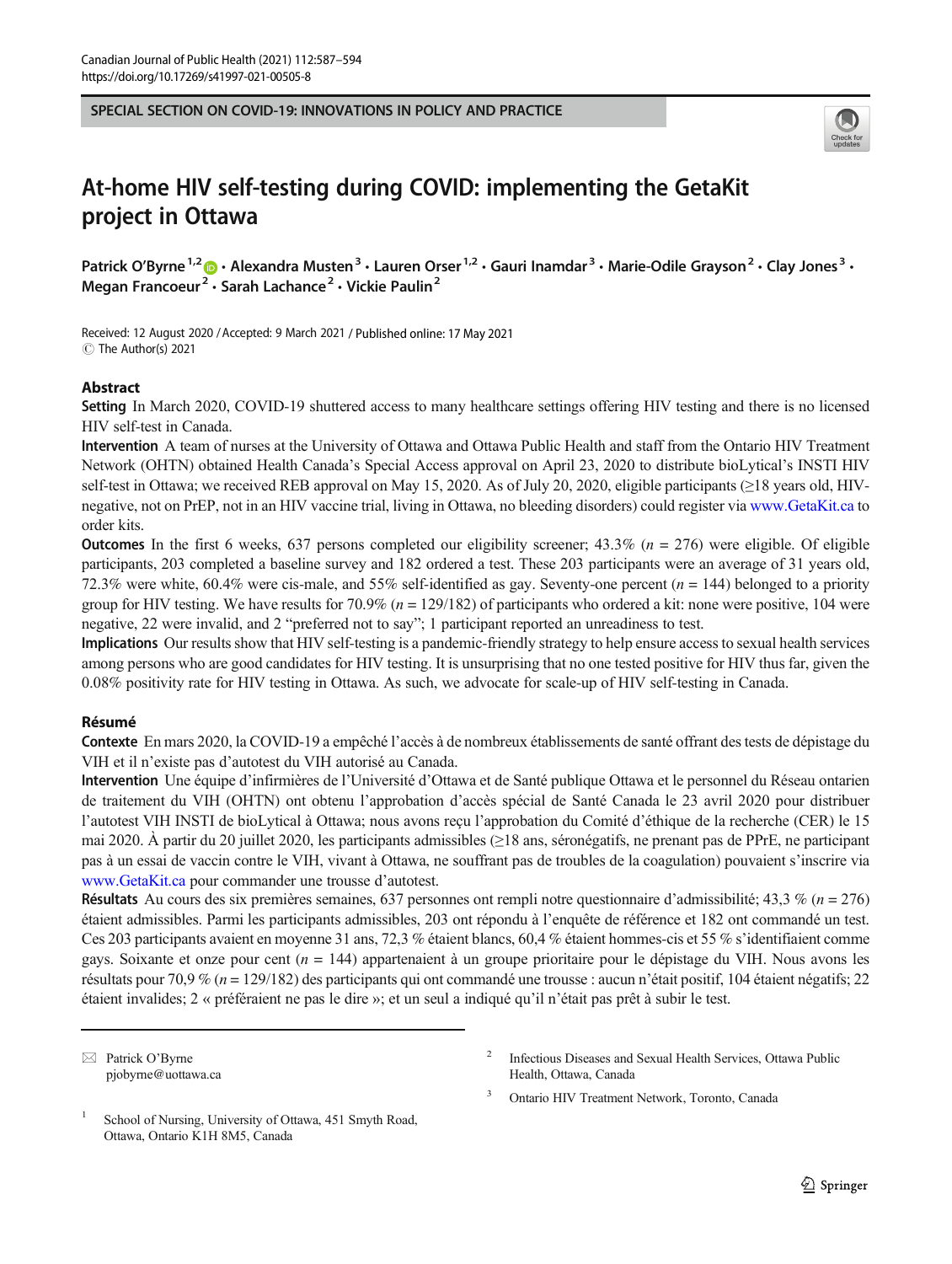SPECIAL SECTION ON COVID-19: INNOVATIONS IN POLICY AND PRACTICE

# At-home HIV self-testing during COVID: implementing the GetaKit project in Ottawa

Patrick O'Byrne[1,2] · Alexandra Musten[3] · Lauren Orser[1,2] · Gauri Inamdar[3] · Marie-Odile Grayson[2] · Clay Jones[3] · Megan Francoeur[2] · Sarah Lachance[2] · Vickie Paulin[2]

Received: 12 August 2020 / Accepted: 9 March 2021 / Published online: 17 May 2021
© The Author(s) 2021

## Abstract

**Setting** In March 2020, COVID-19 shuttered access to many healthcare settings offering HIV testing and there is no licensed HIV self-test in Canada.

**Intervention** A team of nurses at the University of Ottawa and Ottawa Public Health and staff from the Ontario HIV Treatment Network (OHTN) obtained Health Canada's Special Access approval on April 23, 2020 to distribute bioLytical's INSTI HIV self-test in Ottawa; we received REB approval on May 15, 2020. As of July 20, 2020, eligible participants (≥18 years old, HIV-negative, not on PrEP, not in an HIV vaccine trial, living in Ottawa, no bleeding disorders) could register via www.GetaKit.ca to order kits.

**Outcomes** In the first 6 weeks, 637 persons completed our eligibility screener; 43.3% ($n$ = 276) were eligible. Of eligible participants, 203 completed a baseline survey and 182 ordered a test. These 203 participants were an average of 31 years old, 72.3% were white, 60.4% were cis-male, and 55% self-identified as gay. Seventy-one percent ($n$ = 144) belonged to a priority group for HIV testing. We have results for 70.9% ($n$ = 129/182) of participants who ordered a kit: none were positive, 104 were negative, 22 were invalid, and 2 "preferred not to say"; 1 participant reported an unreadiness to test.

**Implications** Our results show that HIV self-testing is a pandemic-friendly strategy to help ensure access to sexual health services among persons who are good candidates for HIV testing. It is unsurprising that no one tested positive for HIV thus far, given the 0.08% positivity rate for HIV testing in Ottawa. As such, we advocate for scale-up of HIV self-testing in Canada.

## Résumé

**Contexte** En mars 2020, la COVID-19 a empêché l'accès à de nombreux établissements de santé offrant des tests de dépistage du VIH et il n'existe pas d'autotest du VIH autorisé au Canada.

**Intervention** Une équipe d'infirmières de l'Université d'Ottawa et de Santé publique Ottawa et le personnel du Réseau ontarien de traitement du VIH (OHTN) ont obtenu l'approbation d'accès spécial de Santé Canada le 23 avril 2020 pour distribuer l'autotest VIH INSTI de bioLytical à Ottawa; nous avons reçu l'approbation du Comité d'éthique de la recherche (CER) le 15 mai 2020. À partir du 20 juillet 2020, les participants admissibles (≥18 ans, séronégatifs, ne prenant pas de PPrE, ne participant pas à un essai de vaccin contre le VIH, vivant à Ottawa, ne souffrant pas de troubles de la coagulation) pouvaient s'inscrire via www.GetaKit.ca pour commander une trousse d'autotest.

**Résultats** Au cours des six premières semaines, 637 personnes ont rempli notre questionnaire d'admissibilité; 43,3 % ($n$ = 276) étaient admissibles. Parmi les participants admissibles, 203 ont répondu à l'enquête de référence et 182 ont commandé un test. Ces 203 participants avaient en moyenne 31 ans, 72,3 % étaient blancs, 60,4 % étaient hommes-cis et 55 % s'identifiaient comme gays. Soixante et onze pour cent ($n$ = 144) appartenaient à un groupe prioritaire pour le dépistage du VIH. Nous avons les résultats pour 70,9 % ($n$ = 129/182) des participants qui ont commandé une trousse : aucun n'était positif, 104 étaient négatifs; 22 étaient invalides; 2 « préféraient ne pas le dire »; et un seul a indiqué qu'il n'était pas prêt à subir le test.

---

✉ Patrick O'Byrne
pjobyrne@uottawa.ca

[1] School of Nursing, University of Ottawa, 451 Smyth Road, Ottawa, Ontario K1H 8M5, Canada

[2] Infectious Diseases and Sexual Health Services, Ottawa Public Health, Ottawa, Canada

[3] Ontario HIV Treatment Network, Toronto, Canada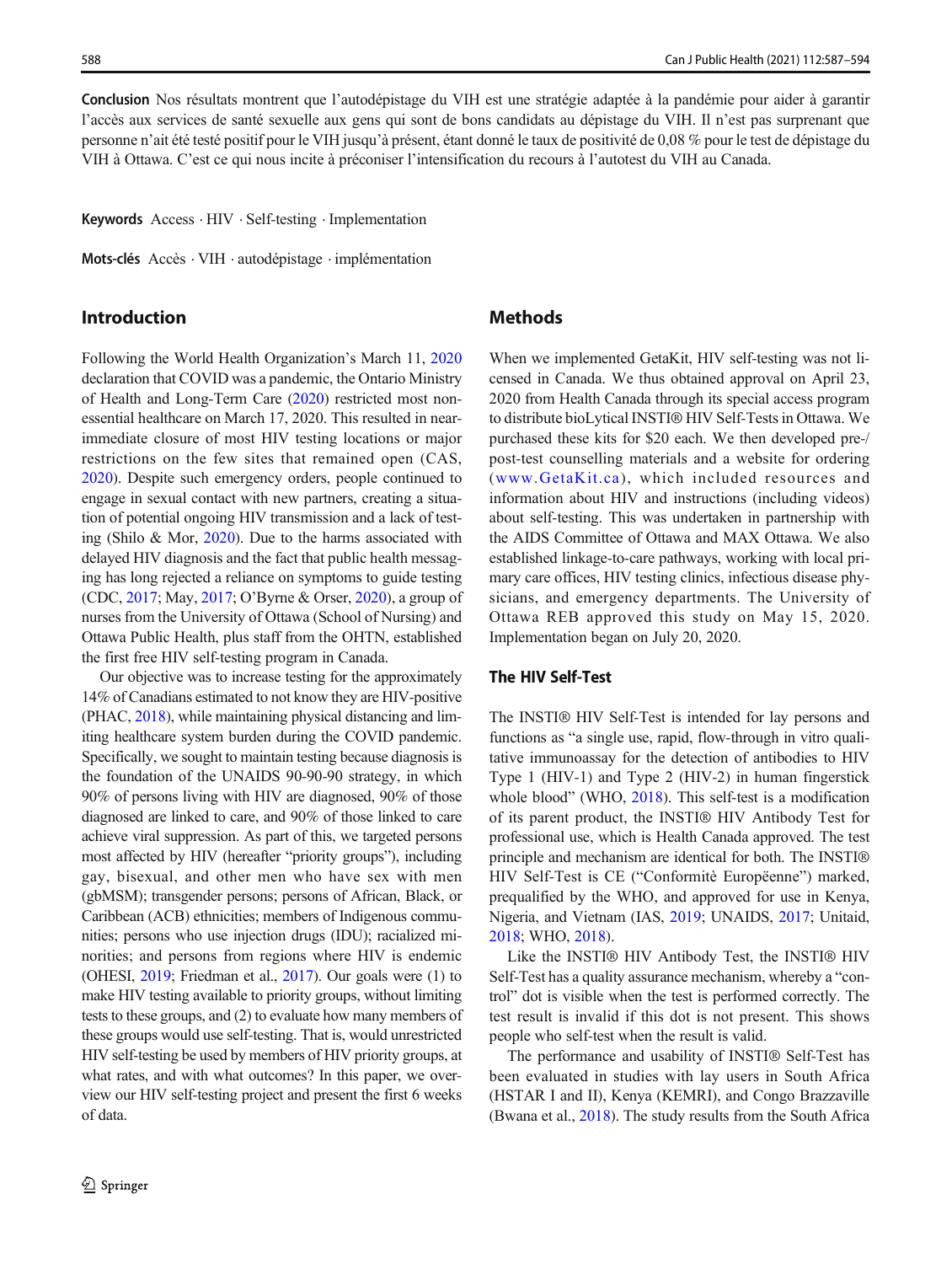**Conclusion** Nos résultats montrent que l'autodépistage du VIH est une stratégie adaptée à la pandémie pour aider à garantir l'accès aux services de santé sexuelle aux gens qui sont de bons candidats au dépistage du VIH. Il n'est pas surprenant que personne n'ait été testé positif pour le VIH jusqu'à présent, étant donné le taux de positivité de 0,08 % pour le test de dépistage du VIH à Ottawa. C'est ce qui nous incite à préconiser l'intensification du recours à l'autotest du VIH au Canada.

**Keywords** Access · HIV · Self-testing · Implementation

**Mots-clés** Accès · VIH · autodépistage · implémentation

## Introduction

Following the World Health Organization's March 11, 2020 declaration that COVID was a pandemic, the Ontario Ministry of Health and Long-Term Care (2020) restricted most non-essential healthcare on March 17, 2020. This resulted in near-immediate closure of most HIV testing locations or major restrictions on the few sites that remained open (CAS, 2020). Despite such emergency orders, people continued to engage in sexual contact with new partners, creating a situation of potential ongoing HIV transmission and a lack of testing (Shilo & Mor, 2020). Due to the harms associated with delayed HIV diagnosis and the fact that public health messaging has long rejected a reliance on symptoms to guide testing (CDC, 2017; May, 2017; O'Byrne & Orser, 2020), a group of nurses from the University of Ottawa (School of Nursing) and Ottawa Public Health, plus staff from the OHTN, established the first free HIV self-testing program in Canada.

Our objective was to increase testing for the approximately 14% of Canadians estimated to not know they are HIV-positive (PHAC, 2018), while maintaining physical distancing and limiting healthcare system burden during the COVID pandemic. Specifically, we sought to maintain testing because diagnosis is the foundation of the UNAIDS 90-90-90 strategy, in which 90% of persons living with HIV are diagnosed, 90% of those diagnosed are linked to care, and 90% of those linked to care achieve viral suppression. As part of this, we targeted persons most affected by HIV (hereafter "priority groups"), including gay, bisexual, and other men who have sex with men (gbMSM); transgender persons; persons of African, Black, or Caribbean (ACB) ethnicities; members of Indigenous communities; persons who use injection drugs (IDU); racialized minorities; and persons from regions where HIV is endemic (OHESI, 2019; Friedman et al., 2017). Our goals were (1) to make HIV testing available to priority groups, without limiting tests to these groups, and (2) to evaluate how many members of these groups would use self-testing. That is, would unrestricted HIV self-testing be used by members of HIV priority groups, at what rates, and with what outcomes? In this paper, we overview our HIV self-testing project and present the first 6 weeks of data.

## Methods

When we implemented GetaKit, HIV self-testing was not licensed in Canada. We thus obtained approval on April 23, 2020 from Health Canada through its special access program to distribute bioLytical INSTI® HIV Self-Tests in Ottawa. We purchased these kits for $20 each. We then developed pre-/post-test counselling materials and a website for ordering (www.GetaKit.ca), which included resources and information about HIV and instructions (including videos) about self-testing. This was undertaken in partnership with the AIDS Committee of Ottawa and MAX Ottawa. We also established linkage-to-care pathways, working with local primary care offices, HIV testing clinics, infectious disease physicians, and emergency departments. The University of Ottawa REB approved this study on May 15, 2020. Implementation began on July 20, 2020.

### The HIV Self-Test

The INSTI® HIV Self-Test is intended for lay persons and functions as "a single use, rapid, flow-through in vitro qualitative immunoassay for the detection of antibodies to HIV Type 1 (HIV-1) and Type 2 (HIV-2) in human fingerstick whole blood" (WHO, 2018). This self-test is a modification of its parent product, the INSTI® HIV Antibody Test for professional use, which is Health Canada approved. The test principle and mechanism are identical for both. The INSTI® HIV Self-Test is CE ("Conformitè Europëenne") marked, prequalified by the WHO, and approved for use in Kenya, Nigeria, and Vietnam (IAS, 2019; UNAIDS, 2017; Unitaid, 2018; WHO, 2018).

Like the INSTI® HIV Antibody Test, the INSTI® HIV Self-Test has a quality assurance mechanism, whereby a "control" dot is visible when the test is performed correctly. The test result is invalid if this dot is not present. This shows people who self-test when the result is valid.

The performance and usability of INSTI® Self-Test has been evaluated in studies with lay users in South Africa (HSTAR I and II), Kenya (KEMRI), and Congo Brazzaville (Bwana et al., 2018). The study results from the South Africa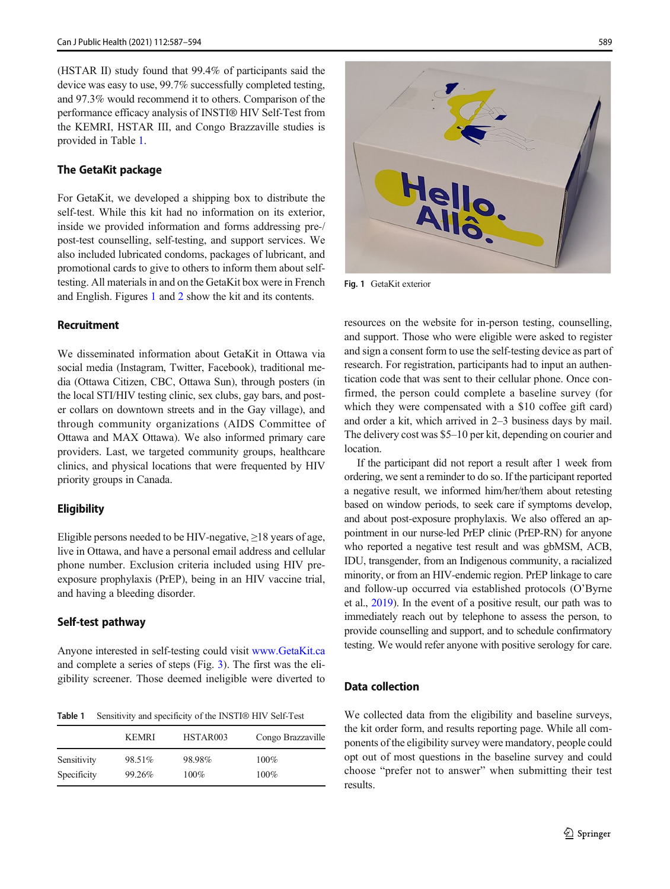(HSTAR II) study found that 99.4% of participants said the device was easy to use, 99.7% successfully completed testing, and 97.3% would recommend it to others. Comparison of the performance efficacy analysis of INSTI® HIV Self-Test from the KEMRI, HSTAR III, and Congo Brazzaville studies is provided in Table 1.

### The GetaKit package

For GetaKit, we developed a shipping box to distribute the self-test. While this kit had no information on its exterior, inside we provided information and forms addressing pre-/post-test counselling, self-testing, and support services. We also included lubricated condoms, packages of lubricant, and promotional cards to give to others to inform them about self-testing. All materials in and on the GetaKit box were in French and English. Figures 1 and 2 show the kit and its contents.

Fig. 1 GetaKit exterior

### Recruitment

We disseminated information about GetaKit in Ottawa via social media (Instagram, Twitter, Facebook), traditional media (Ottawa Citizen, CBC, Ottawa Sun), through posters (in the local STI/HIV testing clinic, sex clubs, gay bars, and poster collars on downtown streets and in the Gay village), and through community organizations (AIDS Committee of Ottawa and MAX Ottawa). We also informed primary care providers. Last, we targeted community groups, healthcare clinics, and physical locations that were frequented by HIV priority groups in Canada.

### Eligibility

Eligible persons needed to be HIV-negative, ≥18 years of age, live in Ottawa, and have a personal email address and cellular phone number. Exclusion criteria included using HIV pre-exposure prophylaxis (PrEP), being in an HIV vaccine trial, and having a bleeding disorder.

### Self-test pathway

Anyone interested in self-testing could visit www.GetaKit.ca and complete a series of steps (Fig. 3). The first was the eligibility screener. Those deemed ineligible were diverted to resources on the website for in-person testing, counselling, and support. Those who were eligible were asked to register and sign a consent form to use the self-testing device as part of research. For registration, participants had to input an authentication code that was sent to their cellular phone. Once confirmed, the person could complete a baseline survey (for which they were compensated with a $10 coffee gift card) and order a kit, which arrived in 2–3 business days by mail. The delivery cost was $5–10 per kit, depending on courier and location.

If the participant did not report a result after 1 week from ordering, we sent a reminder to do so. If the participant reported a negative result, we informed him/her/them about retesting based on window periods, to seek care if symptoms develop, and about post-exposure prophylaxis. We also offered an appointment in our nurse-led PrEP clinic (PrEP-RN) for anyone who reported a negative test result and was gbMSM, ACB, IDU, transgender, from an Indigenous community, a racialized minority, or from an HIV-endemic region. PrEP linkage to care and follow-up occurred via established protocols (O'Byrne et al., 2019). In the event of a positive result, our path was to immediately reach out by telephone to assess the person, to provide counselling and support, and to schedule confirmatory testing. We would refer anyone with positive serology for care.

**Table 1** Sensitivity and specificity of the INSTI® HIV Self-Test

| | KEMRI | HSTAR003 | Congo Brazzaville |
|---|---|---|---|
| Sensitivity | 98.51% | 98.98% | 100% |
| Specificity | 99.26% | 100% | 100% |

### Data collection

We collected data from the eligibility and baseline surveys, the kit order form, and results reporting page. While all components of the eligibility survey were mandatory, people could opt out of most questions in the baseline survey and could choose "prefer not to answer" when submitting their test results.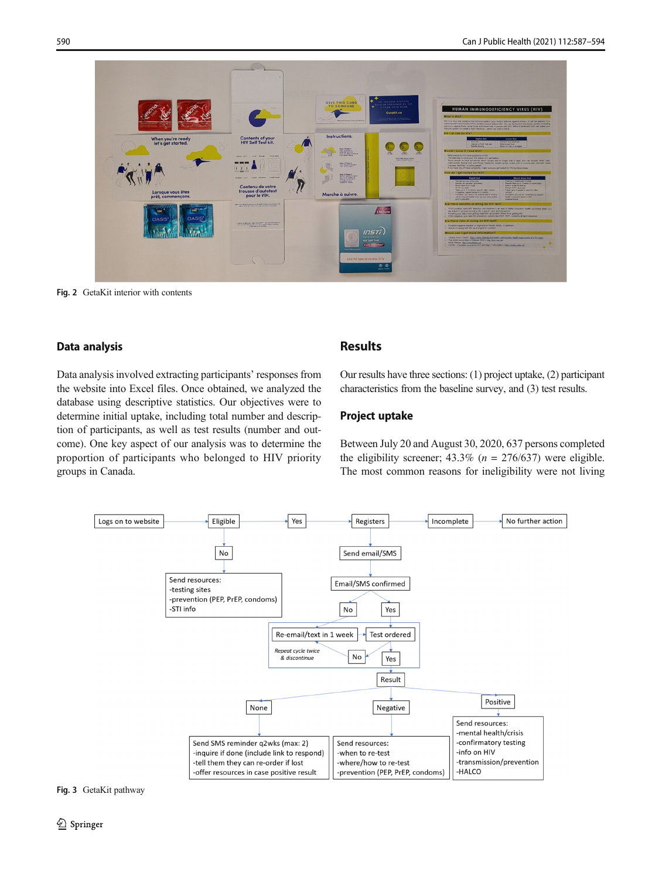Fig. 2 GetaKit interior with contents

## Data analysis

Data analysis involved extracting participants' responses from the website into Excel files. Once obtained, we analyzed the database using descriptive statistics. Our objectives were to determine initial uptake, including total number and description of participants, as well as test results (number and outcome). One key aspect of our analysis was to determine the proportion of participants who belonged to HIV priority groups in Canada.

## Results

Our results have three sections: (1) project uptake, (2) participant characteristics from the baseline survey, and (3) test results.

### Project uptake

Between July 20 and August 30, 2020, 637 persons completed the eligibility screener; 43.3% ($n$ = 276/637) were eligible. The most common reasons for ineligibility were not living

Fig. 3 GetaKit pathway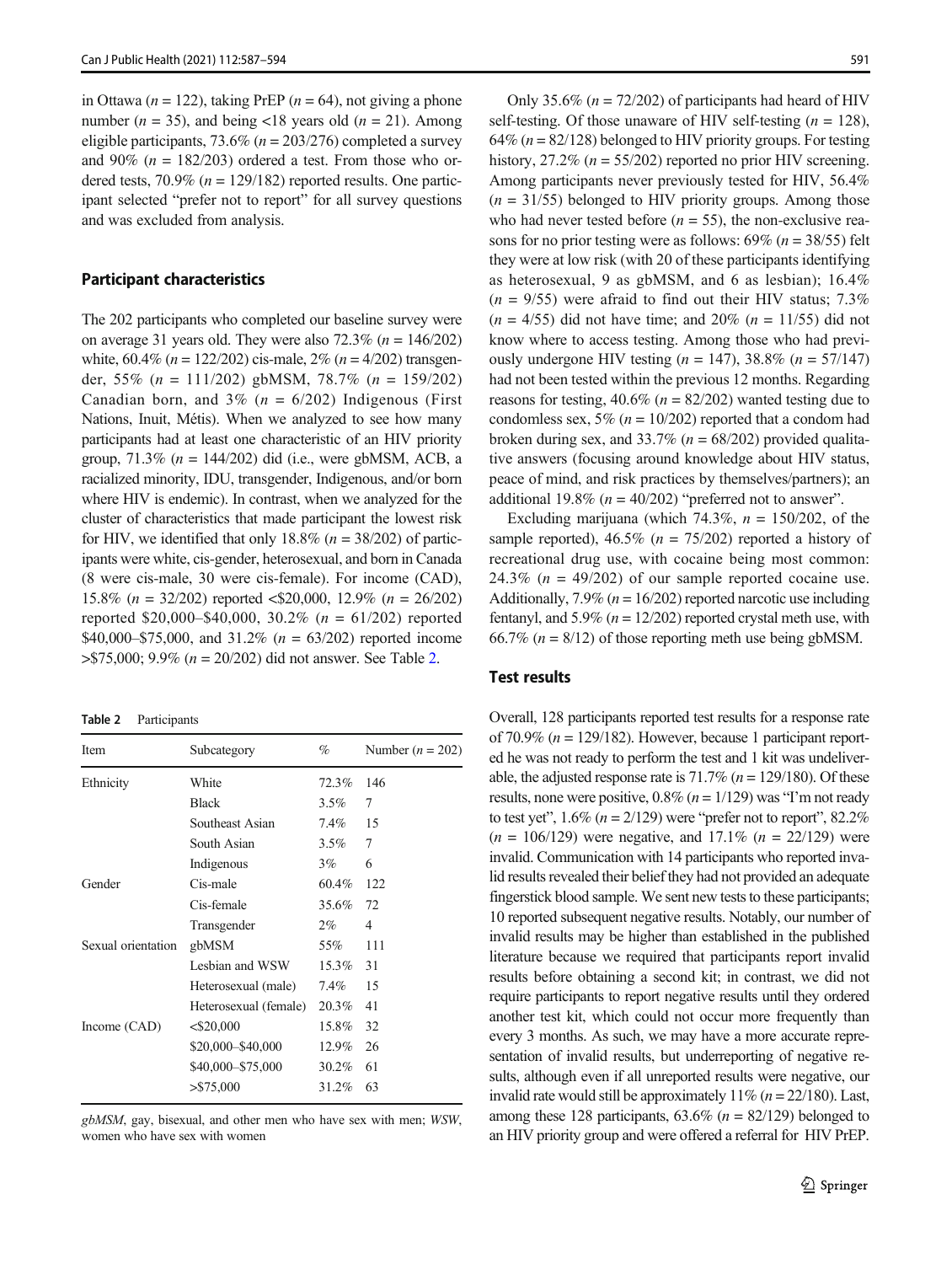in Ottawa ($n = 122$), taking PrEP ($n = 64$), not giving a phone number ($n = 35$), and being <18 years old ($n = 21$). Among eligible participants, 73.6% ($n = 203/276$) completed a survey and 90% ($n = 182/203$) ordered a test. From those who ordered tests, 70.9% ($n = 129/182$) reported results. One participant selected "prefer not to report" for all survey questions and was excluded from analysis.

### Participant characteristics

The 202 participants who completed our baseline survey were on average 31 years old. They were also 72.3% ($n = 146/202$) white, 60.4% ($n = 122/202$) cis-male, 2% ($n = 4/202$) transgender, 55% ($n = 111/202$) gbMSM, 78.7% ($n = 159/202$) Canadian born, and 3% ($n = 6/202$) Indigenous (First Nations, Inuit, Métis). When we analyzed to see how many participants had at least one characteristic of an HIV priority group, 71.3% ($n = 144/202$) did (i.e., were gbMSM, ACB, a racialized minority, IDU, transgender, Indigenous, and/or born where HIV is endemic). In contrast, when we analyzed for the cluster of characteristics that made participant the lowest risk for HIV, we identified that only 18.8% ($n = 38/202$) of participants were white, cis-gender, heterosexual, and born in Canada (8 were cis-male, 30 were cis-female). For income (CAD), 15.8% ($n = 32/202$) reported <\$20,000, 12.9% ($n = 26/202$) reported \$20,000–\$40,000, 30.2% ($n = 61/202$) reported \$40,000–\$75,000, and 31.2% ($n = 63/202$) reported income >\$75,000; 9.9% ($n = 20/202$) did not answer. See Table 2.

**Table 2** Participants

| Item | Subcategory | % | Number ($n = 202$) |
|---|---|---|---|
| Ethnicity | White | 72.3% | 146 |
| | Black | 3.5% | 7 |
| | Southeast Asian | 7.4% | 15 |
| | South Asian | 3.5% | 7 |
| | Indigenous | 3% | 6 |
| Gender | Cis-male | 60.4% | 122 |
| | Cis-female | 35.6% | 72 |
| | Transgender | 2% | 4 |
| Sexual orientation | gbMSM | 55% | 111 |
| | Lesbian and WSW | 15.3% | 31 |
| | Heterosexual (male) | 7.4% | 15 |
| | Heterosexual (female) | 20.3% | 41 |
| Income (CAD) | <\$20,000 | 15.8% | 32 |
| | \$20,000–\$40,000 | 12.9% | 26 |
| | \$40,000–\$75,000 | 30.2% | 61 |
| | >\$75,000 | 31.2% | 63 |

*gbMSM*, gay, bisexual, and other men who have sex with men; *WSW*, women who have sex with women

Only 35.6% ($n = 72/202$) of participants had heard of HIV self-testing. Of those unaware of HIV self-testing ($n = 128$), 64% ($n = 82/128$) belonged to HIV priority groups. For testing history, 27.2% ($n = 55/202$) reported no prior HIV screening. Among participants never previously tested for HIV, 56.4% ($n = 31/55$) belonged to HIV priority groups. Among those who had never tested before ($n = 55$), the non-exclusive reasons for no prior testing were as follows: 69% ($n = 38/55$) felt they were at low risk (with 20 of these participants identifying as heterosexual, 9 as gbMSM, and 6 as lesbian); 16.4% ($n = 9/55$) were afraid to find out their HIV status; 7.3% ($n = 4/55$) did not have time; and 20% ($n = 11/55$) did not know where to access testing. Among those who had previously undergone HIV testing ($n = 147$), 38.8% ($n = 57/147$) had not been tested within the previous 12 months. Regarding reasons for testing, 40.6% ($n = 82/202$) wanted testing due to condomless sex, 5% ($n = 10/202$) reported that a condom had broken during sex, and 33.7% ($n = 68/202$) provided qualitative answers (focusing around knowledge about HIV status, peace of mind, and risk practices by themselves/partners); an additional 19.8% ($n = 40/202$) "preferred not to answer".

Excluding marijuana (which 74.3%, $n = 150/202$, of the sample reported), 46.5% ($n = 75/202$) reported a history of recreational drug use, with cocaine being most common: 24.3% ($n = 49/202$) of our sample reported cocaine use. Additionally, 7.9% ($n = 16/202$) reported narcotic use including fentanyl, and 5.9% ($n = 12/202$) reported crystal meth use, with 66.7% ($n = 8/12$) of those reporting meth use being gbMSM.

### Test results

Overall, 128 participants reported test results for a response rate of 70.9% ($n = 129/182$). However, because 1 participant reported he was not ready to perform the test and 1 kit was undeliverable, the adjusted response rate is 71.7% ($n = 129/180$). Of these results, none were positive, 0.8% ($n = 1/129$) was "I'm not ready to test yet", 1.6% ($n = 2/129$) were "prefer not to report", 82.2% ($n = 106/129$) were negative, and 17.1% ($n = 22/129$) were invalid. Communication with 14 participants who reported invalid results revealed their belief they had not provided an adequate fingerstick blood sample. We sent new tests to these participants; 10 reported subsequent negative results. Notably, our number of invalid results may be higher than established in the published literature because we required that participants report invalid results before obtaining a second kit; in contrast, we did not require participants to report negative results until they ordered another test kit, which could not occur more frequently than every 3 months. As such, we may have a more accurate representation of invalid results, but underreporting of negative results, although even if all unreported results were negative, our invalid rate would still be approximately 11% ($n = 22/180$). Last, among these 128 participants, 63.6% ($n = 82/129$) belonged to an HIV priority group and were offered a referral for HIV PrEP.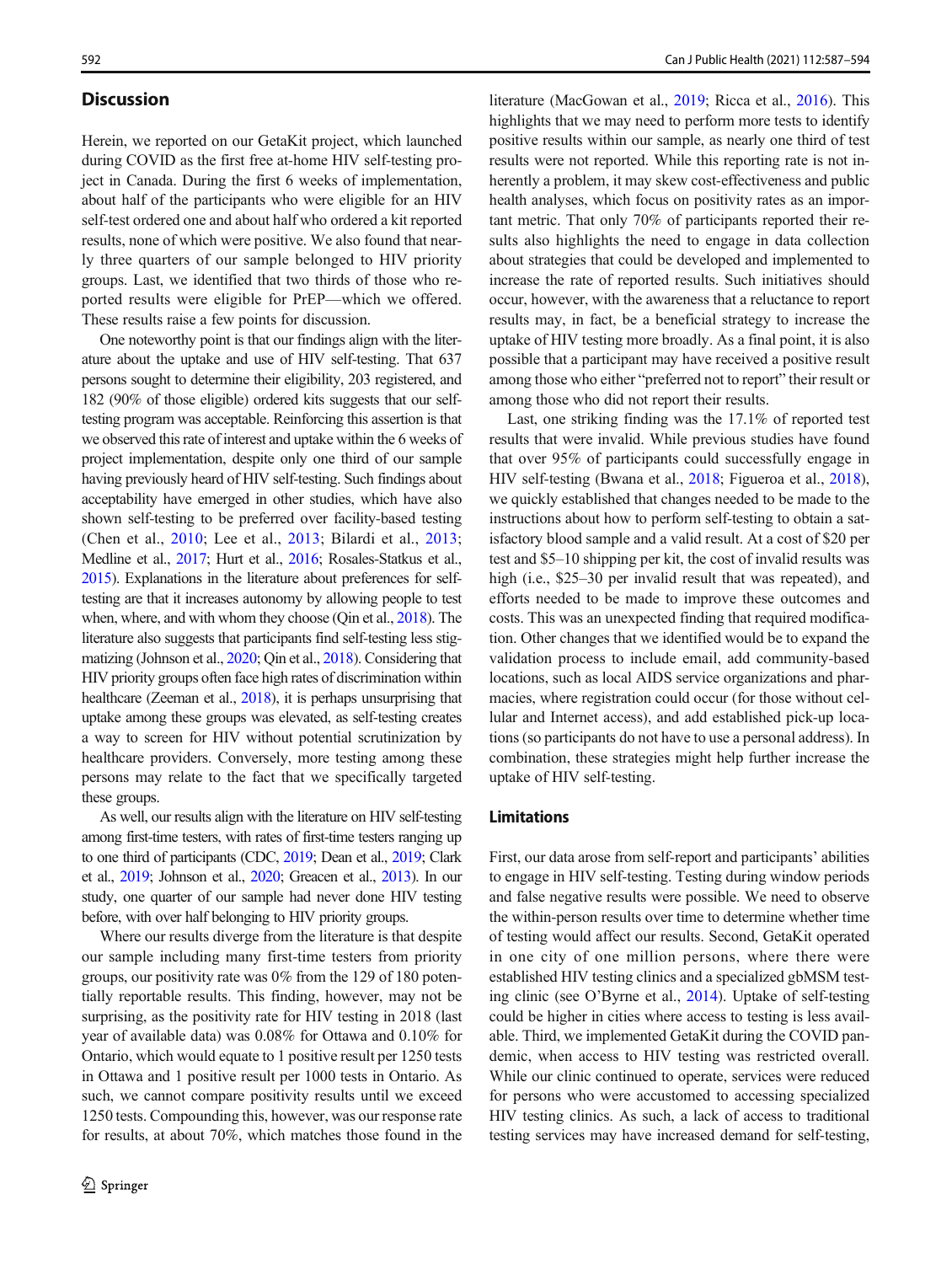## Discussion

Herein, we reported on our GetaKit project, which launched during COVID as the first free at-home HIV self-testing project in Canada. During the first 6 weeks of implementation, about half of the participants who were eligible for an HIV self-test ordered one and about half who ordered a kit reported results, none of which were positive. We also found that nearly three quarters of our sample belonged to HIV priority groups. Last, we identified that two thirds of those who reported results were eligible for PrEP—which we offered. These results raise a few points for discussion.

One noteworthy point is that our findings align with the literature about the uptake and use of HIV self-testing. That 637 persons sought to determine their eligibility, 203 registered, and 182 (90% of those eligible) ordered kits suggests that our self-testing program was acceptable. Reinforcing this assertion is that we observed this rate of interest and uptake within the 6 weeks of project implementation, despite only one third of our sample having previously heard of HIV self-testing. Such findings about acceptability have emerged in other studies, which have also shown self-testing to be preferred over facility-based testing (Chen et al., 2010; Lee et al., 2013; Bilardi et al., 2013; Medline et al., 2017; Hurt et al., 2016; Rosales-Statkus et al., 2015). Explanations in the literature about preferences for self-testing are that it increases autonomy by allowing people to test when, where, and with whom they choose (Qin et al., 2018). The literature also suggests that participants find self-testing less stigmatizing (Johnson et al., 2020; Qin et al., 2018). Considering that HIV priority groups often face high rates of discrimination within healthcare (Zeeman et al., 2018), it is perhaps unsurprising that uptake among these groups was elevated, as self-testing creates a way to screen for HIV without potential scrutinization by healthcare providers. Conversely, more testing among these persons may relate to the fact that we specifically targeted these groups.

As well, our results align with the literature on HIV self-testing among first-time testers, with rates of first-time testers ranging up to one third of participants (CDC, 2019; Dean et al., 2019; Clark et al., 2019; Johnson et al., 2020; Greacen et al., 2013). In our study, one quarter of our sample had never done HIV testing before, with over half belonging to HIV priority groups.

Where our results diverge from the literature is that despite our sample including many first-time testers from priority groups, our positivity rate was 0% from the 129 of 180 potentially reportable results. This finding, however, may not be surprising, as the positivity rate for HIV testing in 2018 (last year of available data) was 0.08% for Ottawa and 0.10% for Ontario, which would equate to 1 positive result per 1250 tests in Ottawa and 1 positive result per 1000 tests in Ontario. As such, we cannot compare positivity results until we exceed 1250 tests. Compounding this, however, was our response rate for results, at about 70%, which matches those found in the literature (MacGowan et al., 2019; Ricca et al., 2016). This highlights that we may need to perform more tests to identify positive results within our sample, as nearly one third of test results were not reported. While this reporting rate is not inherently a problem, it may skew cost-effectiveness and public health analyses, which focus on positivity rates as an important metric. That only 70% of participants reported their results also highlights the need to engage in data collection about strategies that could be developed and implemented to increase the rate of reported results. Such initiatives should occur, however, with the awareness that a reluctance to report results may, in fact, be a beneficial strategy to increase the uptake of HIV testing more broadly. As a final point, it is also possible that a participant may have received a positive result among those who either "preferred not to report" their result or among those who did not report their results.

Last, one striking finding was the 17.1% of reported test results that were invalid. While previous studies have found that over 95% of participants could successfully engage in HIV self-testing (Bwana et al., 2018; Figueroa et al., 2018), we quickly established that changes needed to be made to the instructions about how to perform self-testing to obtain a satisfactory blood sample and a valid result. At a cost of $20 per test and $5–10 shipping per kit, the cost of invalid results was high (i.e., $25–30 per invalid result that was repeated), and efforts needed to be made to improve these outcomes and costs. This was an unexpected finding that required modification. Other changes that we identified would be to expand the validation process to include email, add community-based locations, such as local AIDS service organizations and pharmacies, where registration could occur (for those without cellular and Internet access), and add established pick-up locations (so participants do not have to use a personal address). In combination, these strategies might help further increase the uptake of HIV self-testing.

## Limitations

First, our data arose from self-report and participants' abilities to engage in HIV self-testing. Testing during window periods and false negative results were possible. We need to observe the within-person results over time to determine whether time of testing would affect our results. Second, GetaKit operated in one city of one million persons, where there were established HIV testing clinics and a specialized gbMSM testing clinic (see O'Byrne et al., 2014). Uptake of self-testing could be higher in cities where access to testing is less available. Third, we implemented GetaKit during the COVID pandemic, when access to HIV testing was restricted overall. While our clinic continued to operate, services were reduced for persons who were accustomed to accessing specialized HIV testing clinics. As such, a lack of access to traditional testing services may have increased demand for self-testing,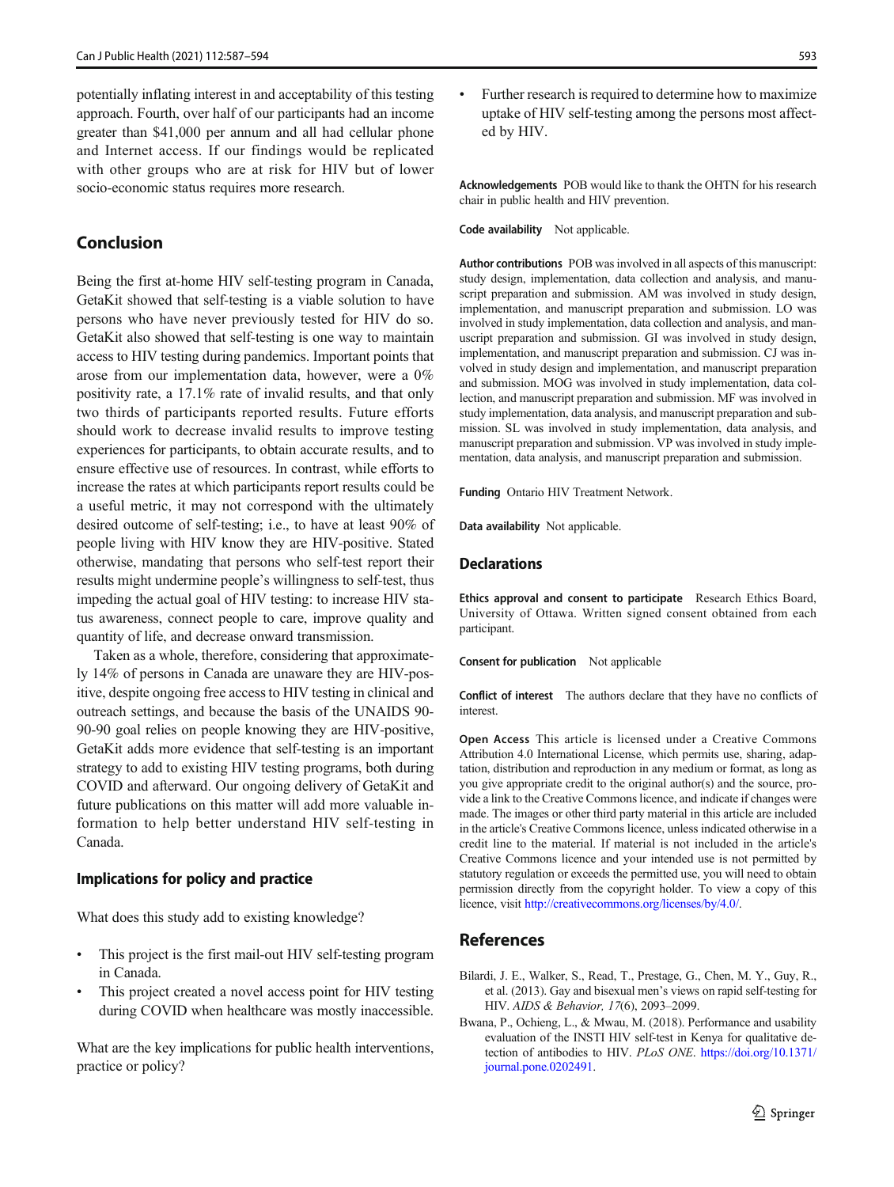potentially inflating interest in and acceptability of this testing approach. Fourth, over half of our participants had an income greater than $41,000 per annum and all had cellular phone and Internet access. If our findings would be replicated with other groups who are at risk for HIV but of lower socio-economic status requires more research.

## Conclusion

Being the first at-home HIV self-testing program in Canada, GetaKit showed that self-testing is a viable solution to have persons who have never previously tested for HIV do so. GetaKit also showed that self-testing is one way to maintain access to HIV testing during pandemics. Important points that arose from our implementation data, however, were a 0% positivity rate, a 17.1% rate of invalid results, and that only two thirds of participants reported results. Future efforts should work to decrease invalid results to improve testing experiences for participants, to obtain accurate results, and to ensure effective use of resources. In contrast, while efforts to increase the rates at which participants report results could be a useful metric, it may not correspond with the ultimately desired outcome of self-testing; i.e., to have at least 90% of people living with HIV know they are HIV-positive. Stated otherwise, mandating that persons who self-test report their results might undermine people's willingness to self-test, thus impeding the actual goal of HIV testing: to increase HIV status awareness, connect people to care, improve quality and quantity of life, and decrease onward transmission.

Taken as a whole, therefore, considering that approximately 14% of persons in Canada are unaware they are HIV-positive, despite ongoing free access to HIV testing in clinical and outreach settings, and because the basis of the UNAIDS 90-90-90 goal relies on people knowing they are HIV-positive, GetaKit adds more evidence that self-testing is an important strategy to add to existing HIV testing programs, both during COVID and afterward. Our ongoing delivery of GetaKit and future publications on this matter will add more valuable information to help better understand HIV self-testing in Canada.

### Implications for policy and practice

What does this study add to existing knowledge?

- This project is the first mail-out HIV self-testing program in Canada.
- This project created a novel access point for HIV testing during COVID when healthcare was mostly inaccessible.

What are the key implications for public health interventions, practice or policy?

- Further research is required to determine how to maximize uptake of HIV self-testing among the persons most affected by HIV.

**Acknowledgements** POB would like to thank the OHTN for his research chair in public health and HIV prevention.

**Code availability** Not applicable.

**Author contributions** POB was involved in all aspects of this manuscript: study design, implementation, data collection and analysis, and manuscript preparation and submission. AM was involved in study design, implementation, and manuscript preparation and submission. LO was involved in study implementation, data collection and analysis, and manuscript preparation and submission. GI was involved in study design, implementation, and manuscript preparation and submission. CJ was involved in study design and implementation, and manuscript preparation and submission. MOG was involved in study implementation, data collection, and manuscript preparation and submission. MF was involved in study implementation, data analysis, and manuscript preparation and submission. SL was involved in study implementation, data analysis, and manuscript preparation and submission. VP was involved in study implementation, data analysis, and manuscript preparation and submission.

**Funding** Ontario HIV Treatment Network.

**Data availability** Not applicable.

## Declarations

**Ethics approval and consent to participate** Research Ethics Board, University of Ottawa. Written signed consent obtained from each participant.

**Consent for publication** Not applicable

**Conflict of interest** The authors declare that they have no conflicts of interest.

**Open Access** This article is licensed under a Creative Commons Attribution 4.0 International License, which permits use, sharing, adaptation, distribution and reproduction in any medium or format, as long as you give appropriate credit to the original author(s) and the source, provide a link to the Creative Commons licence, and indicate if changes were made. The images or other third party material in this article are included in the article's Creative Commons licence, unless indicated otherwise in a credit line to the material. If material is not included in the article's Creative Commons licence and your intended use is not permitted by statutory regulation or exceeds the permitted use, you will need to obtain permission directly from the copyright holder. To view a copy of this licence, visit http://creativecommons.org/licenses/by/4.0/.

## References

Bilardi, J. E., Walker, S., Read, T., Prestage, G., Chen, M. Y., Guy, R., et al. (2013). Gay and bisexual men's views on rapid self-testing for HIV. *AIDS & Behavior, 17*(6), 2093–2099.

Bwana, P., Ochieng, L., & Mwau, M. (2018). Performance and usability evaluation of the INSTI HIV self-test in Kenya for qualitative detection of antibodies to HIV. *PLoS ONE*. https://doi.org/10.1371/journal.pone.0202491.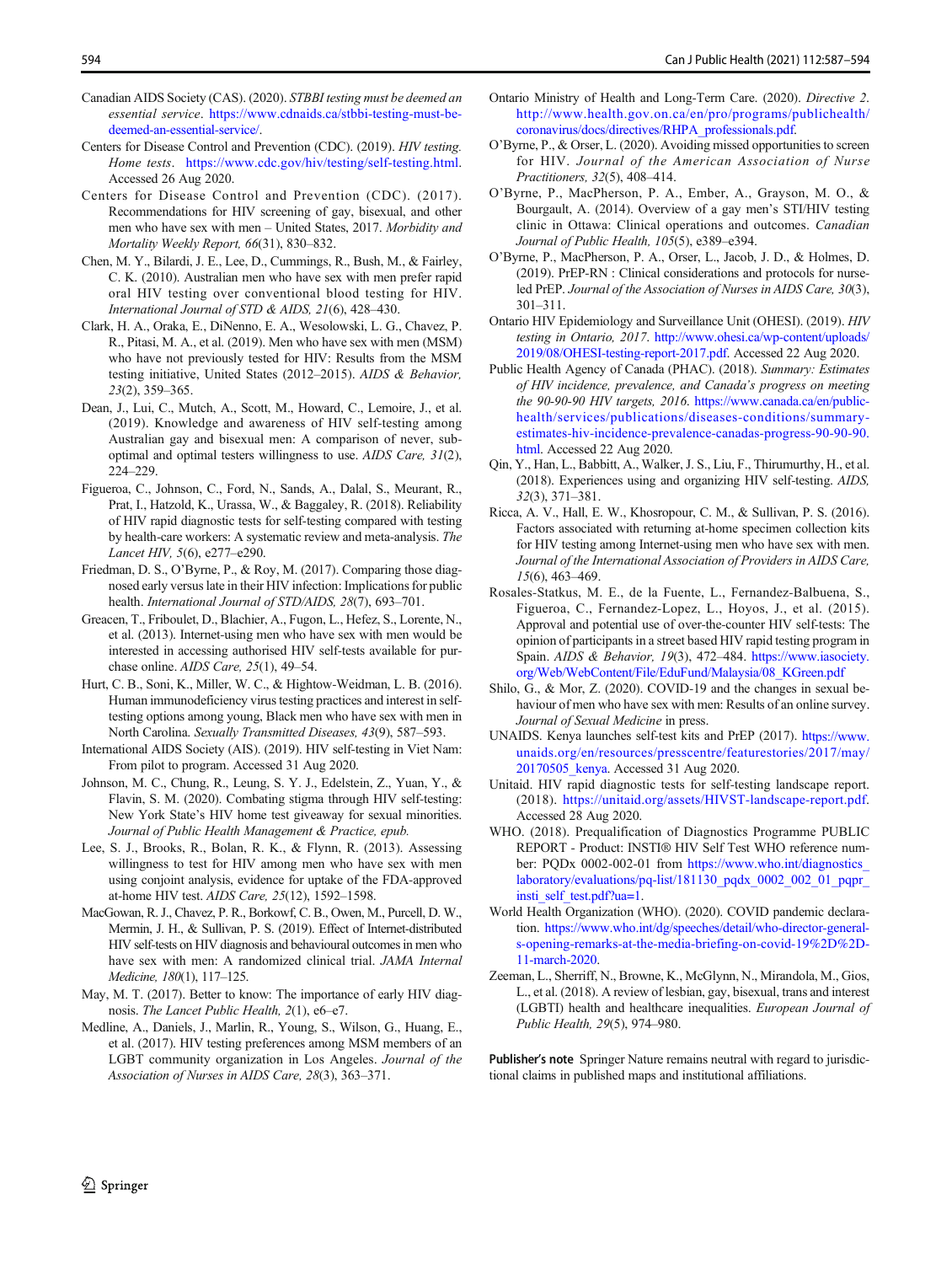Canadian AIDS Society (CAS). (2020). *STBBI testing must be deemed an essential service*. https://www.cdnaids.ca/stbbi-testing-must-be-deemed-an-essential-service/.

Centers for Disease Control and Prevention (CDC). (2019). *HIV testing. Home tests*. https://www.cdc.gov/hiv/testing/self-testing.html. Accessed 26 Aug 2020.

Centers for Disease Control and Prevention (CDC). (2017). Recommendations for HIV screening of gay, bisexual, and other men who have sex with men – United States, 2017. *Morbidity and Mortality Weekly Report, 66*(31), 830–832.

Chen, M. Y., Bilardi, J. E., Lee, D., Cummings, R., Bush, M., & Fairley, C. K. (2010). Australian men who have sex with men prefer rapid oral HIV testing over conventional blood testing for HIV. *International Journal of STD & AIDS, 21*(6), 428–430.

Clark, H. A., Oraka, E., DiNenno, E. A., Wesolowski, L. G., Chavez, P. R., Pitasi, M. A., et al. (2019). Men who have sex with men (MSM) who have not previously tested for HIV: Results from the MSM testing initiative, United States (2012–2015). *AIDS & Behavior, 23*(2), 359–365.

Dean, J., Lui, C., Mutch, A., Scott, M., Howard, C., Lemoire, J., et al. (2019). Knowledge and awareness of HIV self-testing among Australian gay and bisexual men: A comparison of never, sub-optimal and optimal testers willingness to use. *AIDS Care, 31*(2), 224–229.

Figueroa, C., Johnson, C., Ford, N., Sands, A., Dalal, S., Meurant, R., Prat, I., Hatzold, K., Urassa, W., & Baggaley, R. (2018). Reliability of HIV rapid diagnostic tests for self-testing compared with testing by health-care workers: A systematic review and meta-analysis. *The Lancet HIV, 5*(6), e277–e290.

Friedman, D. S., O'Byrne, P., & Roy, M. (2017). Comparing those diagnosed early versus late in their HIV infection: Implications for public health. *International Journal of STD/AIDS, 28*(7), 693–701.

Greacen, T., Friboulet, D., Blachier, A., Fugon, L., Hefez, S., Lorente, N., et al. (2013). Internet-using men who have sex with men would be interested in accessing authorised HIV self-tests available for purchase online. *AIDS Care, 25*(1), 49–54.

Hurt, C. B., Soni, K., Miller, W. C., & Hightow-Weidman, L. B. (2016). Human immunodeficiency virus testing practices and interest in self-testing options among young, Black men who have sex with men in North Carolina. *Sexually Transmitted Diseases, 43*(9), 587–593.

International AIDS Society (AIS). (2019). HIV self-testing in Viet Nam: From pilot to program. Accessed 31 Aug 2020.

Johnson, M. C., Chung, R., Leung, S. Y. J., Edelstein, Z., Yuan, Y., & Flavin, S. M. (2020). Combating stigma through HIV self-testing: New York State's HIV home test giveaway for sexual minorities. *Journal of Public Health Management & Practice, epub.*

Lee, S. J., Brooks, R., Bolan, R. K., & Flynn, R. (2013). Assessing willingness to test for HIV among men who have sex with men using conjoint analysis, evidence for uptake of the FDA-approved at-home HIV test. *AIDS Care, 25*(12), 1592–1598.

MacGowan, R. J., Chavez, P. R., Borkowf, C. B., Owen, M., Purcell, D. W., Mermin, J. H., & Sullivan, P. S. (2019). Effect of Internet-distributed HIV self-tests on HIV diagnosis and behavioural outcomes in men who have sex with men: A randomized clinical trial. *JAMA Internal Medicine, 180*(1), 117–125.

May, M. T. (2017). Better to know: The importance of early HIV diagnosis. *The Lancet Public Health, 2*(1), e6–e7.

Medline, A., Daniels, J., Marlin, R., Young, S., Wilson, G., Huang, E., et al. (2017). HIV testing preferences among MSM members of an LGBT community organization in Los Angeles. *Journal of the Association of Nurses in AIDS Care, 28*(3), 363–371.

Ontario Ministry of Health and Long-Term Care. (2020). *Directive 2*. http://www.health.gov.on.ca/en/pro/programs/publichealth/coronavirus/docs/directives/RHPA_professionals.pdf.

O'Byrne, P., & Orser, L. (2020). Avoiding missed opportunities to screen for HIV. *Journal of the American Association of Nurse Practitioners, 32*(5), 408–414.

O'Byrne, P., MacPherson, P. A., Ember, A., Grayson, M. O., & Bourgault, A. (2014). Overview of a gay men's STI/HIV testing clinic in Ottawa: Clinical operations and outcomes. *Canadian Journal of Public Health, 105*(5), e389–e394.

O'Byrne, P., MacPherson, P. A., Orser, L., Jacob, J. D., & Holmes, D. (2019). PrEP-RN : Clinical considerations and protocols for nurse-led PrEP. *Journal of the Association of Nurses in AIDS Care, 30*(3), 301–311.

Ontario HIV Epidemiology and Surveillance Unit (OHESI). (2019). *HIV testing in Ontario, 2017*. http://www.ohesi.ca/wp-content/uploads/2019/08/OHESI-testing-report-2017.pdf. Accessed 22 Aug 2020.

Public Health Agency of Canada (PHAC). (2018). *Summary: Estimates of HIV incidence, prevalence, and Canada's progress on meeting the 90-90-90 HIV targets, 2016*. https://www.canada.ca/en/public-health/services/publications/diseases-conditions/summary-estimates-hiv-incidence-prevalence-canadas-progress-90-90-90.html. Accessed 22 Aug 2020.

Qin, Y., Han, L., Babbitt, A., Walker, J. S., Liu, F., Thirumurthy, H., et al. (2018). Experiences using and organizing HIV self-testing. *AIDS, 32*(3), 371–381.

Ricca, A. V., Hall, E. W., Khosropour, C. M., & Sullivan, P. S. (2016). Factors associated with returning at-home specimen collection kits for HIV testing among Internet-using men who have sex with men. *Journal of the International Association of Providers in AIDS Care, 15*(6), 463–469.

Rosales-Statkus, M. E., de la Fuente, L., Fernandez-Balbuena, S., Figueroa, C., Fernandez-Lopez, L., Hoyos, J., et al. (2015). Approval and potential use of over-the-counter HIV self-tests: The opinion of participants in a street based HIV rapid testing program in Spain. *AIDS & Behavior, 19*(3), 472–484. https://www.iasociety.org/Web/WebContent/File/EduFund/Malaysia/08_KGreen.pdf

Shilo, G., & Mor, Z. (2020). COVID-19 and the changes in sexual behaviour of men who have sex with men: Results of an online survey. *Journal of Sexual Medicine* in press.

UNAIDS. Kenya launches self-test kits and PrEP (2017). https://www.unaids.org/en/resources/presscentre/featurestories/2017/may/20170505_kenya. Accessed 31 Aug 2020.

Unitaid. HIV rapid diagnostic tests for self-testing landscape report. (2018). https://unitaid.org/assets/HIVST-landscape-report.pdf. Accessed 28 Aug 2020.

WHO. (2018). Prequalification of Diagnostics Programme PUBLIC REPORT - Product: INSTI® HIV Self Test WHO reference number: PQDx 0002-002-01 from https://www.who.int/diagnostics_laboratory/evaluations/pq-list/181130_pqdx_0002_002_01_pqpr_insti_self_test.pdf?ua=1.

World Health Organization (WHO). (2020). COVID pandemic declaration. https://www.who.int/dg/speeches/detail/who-director-general-s-opening-remarks-at-the-media-briefing-on-covid-19%2D%2D-11-march-2020.

Zeeman, L., Sherriff, N., Browne, K., McGlynn, N., Mirandola, M., Gios, L., et al. (2018). A review of lesbian, gay, bisexual, trans and interest (LGBTI) health and healthcare inequalities. *European Journal of Public Health, 29*(5), 974–980.

**Publisher's note** Springer Nature remains neutral with regard to jurisdictional claims in published maps and institutional affiliations.